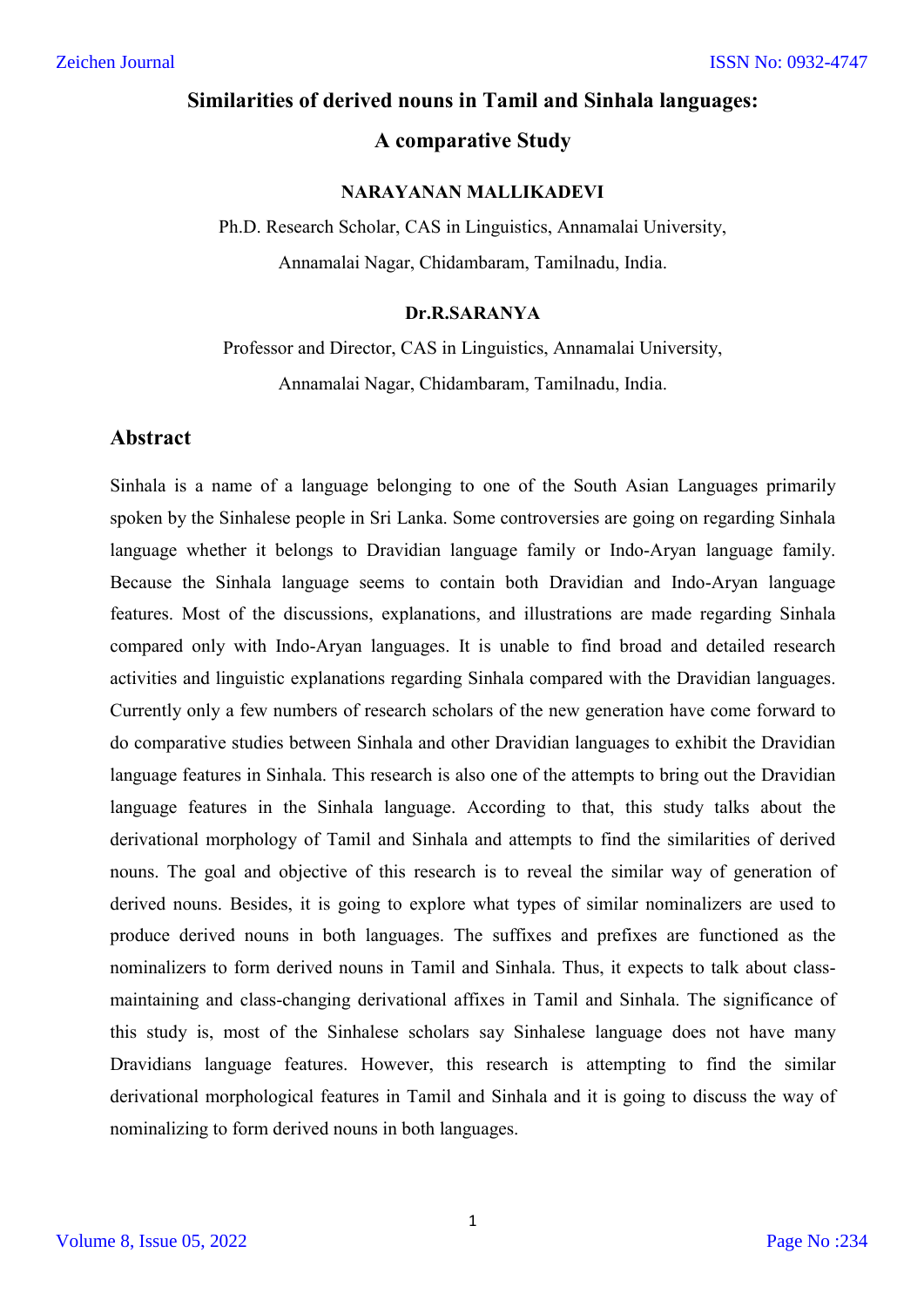# Similarities of derived nouns in Tamil and Sinhala languages: A comparative Study

**NARAYANAN MALLIKADEVI**

Ph.D. Research Scholar, CAS in Linguistics, Annamalai University, Annamalai Nagar, Chidambaram, Tamilnadu, India.

**Dr.R.SARANYA**

Professor and Director, CAS in Linguistics, Annamalai University, Annamalai Nagar, Chidambaram, Tamilnadu, India.

## Abstract

Sinhala is a name of a language belonging to one of the South Asian Languages primarily spoken by the Sinhalese people in Sri Lanka. Some controversies are going on regarding Sinhala language whether it belongs to Dravidian language family or Indo-Aryan language family. Because the Sinhala language seems to contain both Dravidian and Indo-Aryan language features. Most of the discussions, explanations, and illustrations are made regarding Sinhala compared only with Indo-Aryan languages. It is unable to find broad and detailed research activities and linguistic explanations regarding Sinhala compared with the Dravidian languages. Currently only a few numbers of research scholars of the new generation have come forward to do comparative studies between Sinhala and other Dravidian languages to exhibit the Dravidian language features in Sinhala. This research is also one of the attempts to bring out the Dravidian language features in the Sinhala language. According to that, this study talks about the derivational morphology of Tamil and Sinhala and attempts to find the similarities of derived nouns. The goal and objective of this research is to reveal the similar way of generation of derived nouns. Besides, it is going to explore what types of similar nominalizers are used to produce derived nouns in both languages. The suffixes and prefixes are functioned as the nominalizers to form derived nouns in Tamil and Sinhala. Thus, it expects to talk about class-maintaining and class-changing derivational affixes in Tamil and Sinhala. The significance of this study is, most of the Sinhalese scholars say Sinhalese language does not have many Dravidians language features. However, this research is attempting to find the similar derivational morphological features in Tamil and Sinhala and it is going to discuss the way of nominalizing to form derived nouns in both languages.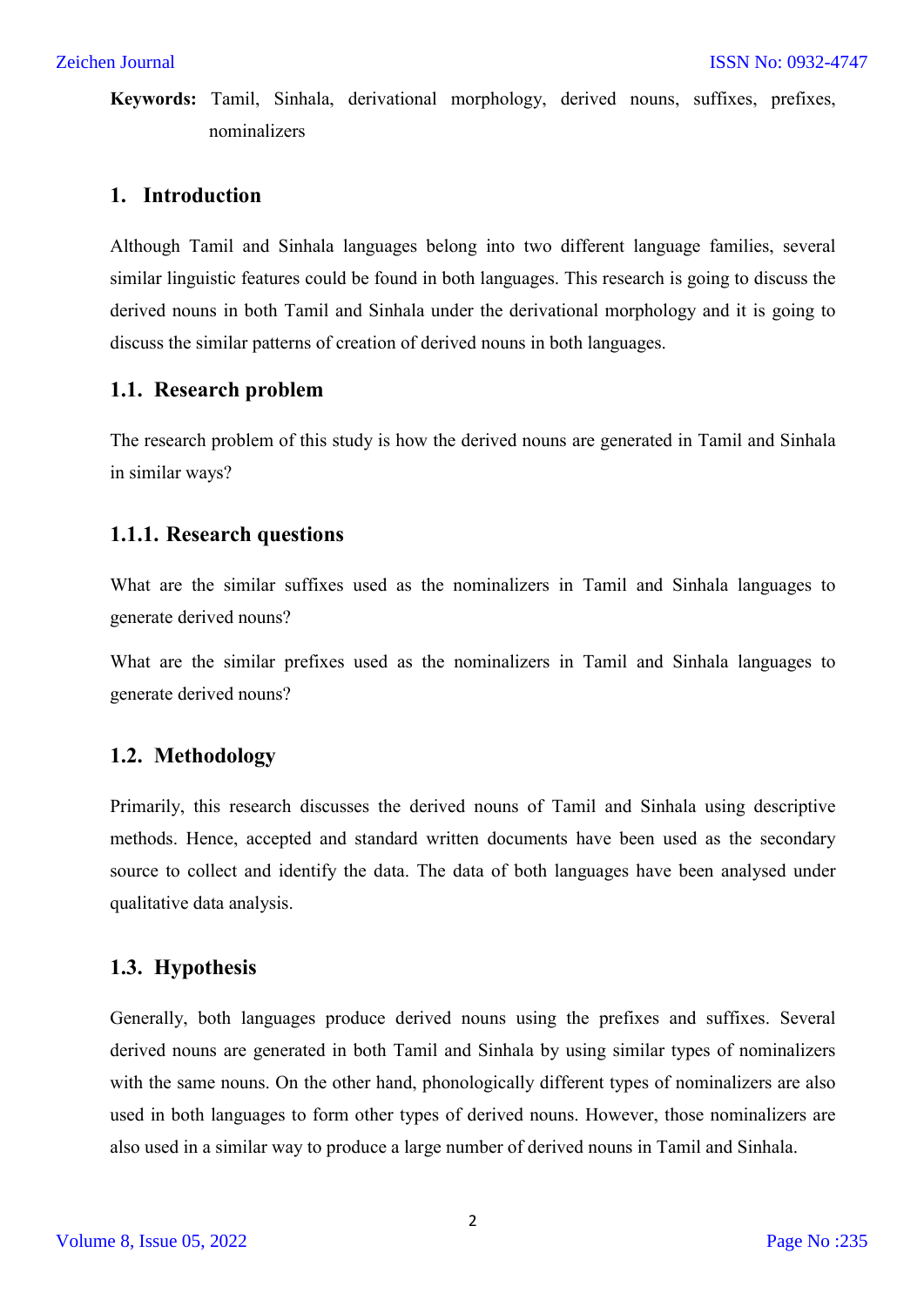**Keywords:** Tamil, Sinhala, derivational morphology, derived nouns, suffixes, prefixes, nominalizers

## 1. Introduction

Although Tamil and Sinhala languages belong into two different language families, several similar linguistic features could be found in both languages. This research is going to discuss the derived nouns in both Tamil and Sinhala under the derivational morphology and it is going to discuss the similar patterns of creation of derived nouns in both languages.

### 1.1. Research problem

The research problem of this study is how the derived nouns are generated in Tamil and Sinhala in similar ways?

#### 1.1.1. Research questions

What are the similar suffixes used as the nominalizers in Tamil and Sinhala languages to generate derived nouns?

What are the similar prefixes used as the nominalizers in Tamil and Sinhala languages to generate derived nouns?

### 1.2. Methodology

Primarily, this research discusses the derived nouns of Tamil and Sinhala using descriptive methods. Hence, accepted and standard written documents have been used as the secondary source to collect and identify the data. The data of both languages have been analysed under qualitative data analysis.

### 1.3. Hypothesis

Generally, both languages produce derived nouns using the prefixes and suffixes. Several derived nouns are generated in both Tamil and Sinhala by using similar types of nominalizers with the same nouns. On the other hand, phonologically different types of nominalizers are also used in both languages to form other types of derived nouns. However, those nominalizers are also used in a similar way to produce a large number of derived nouns in Tamil and Sinhala.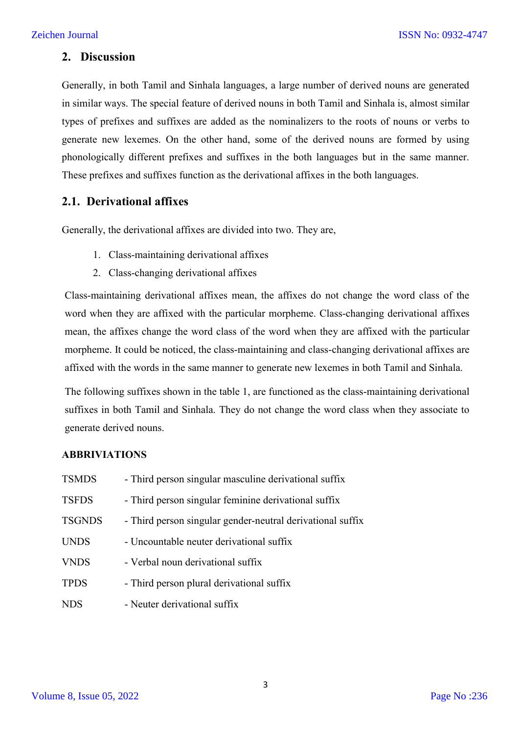## 2. Discussion

Generally, in both Tamil and Sinhala languages, a large number of derived nouns are generated in similar ways. The special feature of derived nouns in both Tamil and Sinhala is, almost similar types of prefixes and suffixes are added as the nominalizers to the roots of nouns or verbs to generate new lexemes. On the other hand, some of the derived nouns are formed by using phonologically different prefixes and suffixes in the both languages but in the same manner. These prefixes and suffixes function as the derivational affixes in the both languages.

### 2.1. Derivational affixes

Generally, the derivational affixes are divided into two. They are,

1. Class-maintaining derivational affixes
2. Class-changing derivational affixes

Class-maintaining derivational affixes mean, the affixes do not change the word class of the word when they are affixed with the particular morpheme. Class-changing derivational affixes mean, the affixes change the word class of the word when they are affixed with the particular morpheme. It could be noticed, the class-maintaining and class-changing derivational affixes are affixed with the words in the same manner to generate new lexemes in both Tamil and Sinhala.

The following suffixes shown in the table 1, are functioned as the class-maintaining derivational suffixes in both Tamil and Sinhala. They do not change the word class when they associate to generate derived nouns.

**ABBRIVIATIONS**

TSMDS - Third person singular masculine derivational suffix

TSFDS - Third person singular feminine derivational suffix

TSGNDS - Third person singular gender-neutral derivational suffix

UNDS - Uncountable neuter derivational suffix

VNDS - Verbal noun derivational suffix

TPDS - Third person plural derivational suffix

NDS - Neuter derivational suffix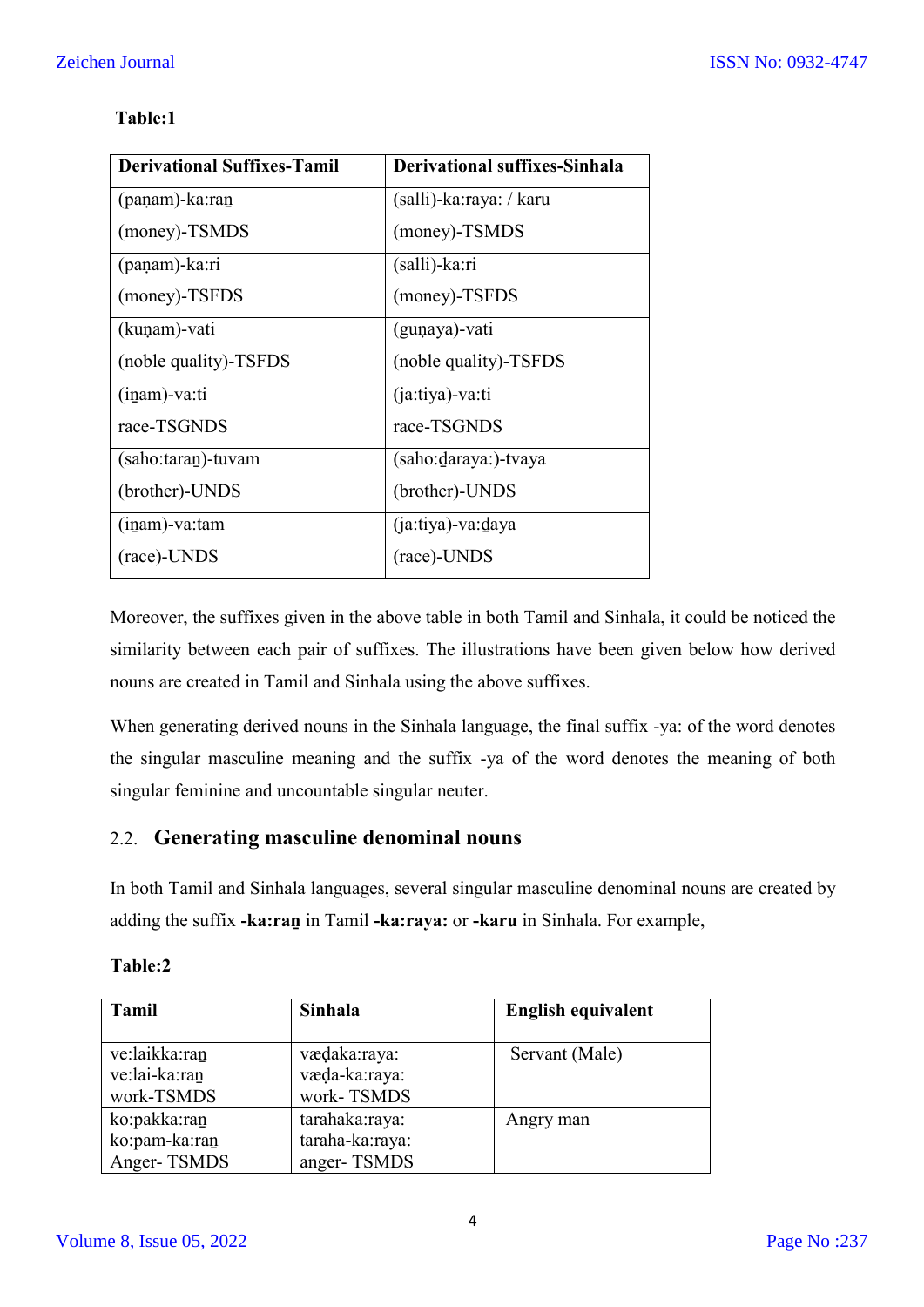**Table:1**

| Derivational Suffixes-Tamil | Derivational suffixes-Sinhala |
|---|---|
| (paṇam)-ka:ran̲<br>(money)-TSMDS | (salli)-ka:raya: / karu<br>(money)-TSMDS |
| (paṇam)-ka:ri<br>(money)-TSFDS | (salli)-ka:ri<br>(money)-TSFDS |
| (kuṇam)-vati<br>(noble quality)-TSFDS | (guṇaya)-vati<br>(noble quality)-TSFDS |
| (in̲am)-va:ti<br>race-TSGNDS | (ja:tiya)-va:ti<br>race-TSGNDS |
| (saho:taran̲)-tuvam<br>(brother)-UNDS | (saho:d̲araya:)-tvaya<br>(brother)-UNDS |
| (in̲am)-va:tam<br>(race)-UNDS | (ja:tiya)-va:d̲aya<br>(race)-UNDS |

Moreover, the suffixes given in the above table in both Tamil and Sinhala, it could be noticed the similarity between each pair of suffixes. The illustrations have been given below how derived nouns are created in Tamil and Sinhala using the above suffixes.

When generating derived nouns in the Sinhala language, the final suffix -ya: of the word denotes the singular masculine meaning and the suffix -ya of the word denotes the meaning of both singular feminine and uncountable singular neuter.

## 2.2. Generating masculine denominal nouns

In both Tamil and Sinhala languages, several singular masculine denominal nouns are created by adding the suffix **-ka:ran̲** in Tamil **-ka:raya:** or **-karu** in Sinhala. For example,

**Table:2**

| Tamil | Sinhala | English equivalent |
|---|---|---|
| ve:laikka:ran̲<br>ve:lai-ka:ran̲<br>work-TSMDS | væḍaka:raya:<br>væḍa-ka:raya:<br>work- TSMDS | Servant (Male) |
| ko:pakka:ran̲<br>ko:pam-ka:ran̲<br>Anger- TSMDS | tarahaka:raya:<br>taraha-ka:raya:<br>anger- TSMDS | Angry man |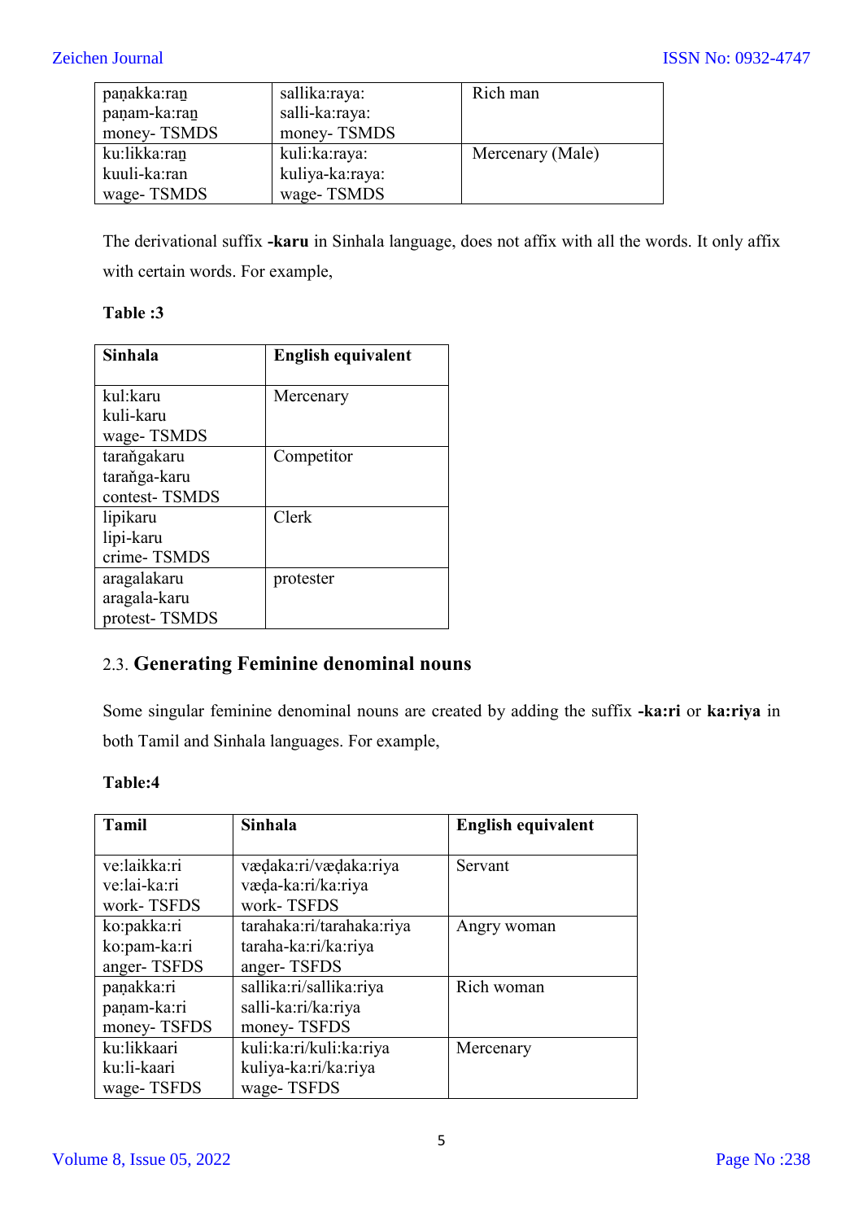| paṇakka:ran̠ paṇam-ka:ran̠ money- TSMDS | sallika:raya: salli-ka:raya: money- TSMDS | Rich man |
|---|---|---|
| ku:likka:ran̠ kuuli-ka:ran wage- TSMDS | kuli:ka:raya: kuliya-ka:raya: wage- TSMDS | Mercenary (Male) |

The derivational suffix **-karu** in Sinhala language, does not affix with all the words. It only affix with certain words. For example,

**Table :3**

| **Sinhala** | **English equivalent** |
|---|---|
| kul:karu kuli-karu wage- TSMDS | Mercenary |
| taraňgakaru taraňga-karu contest- TSMDS | Competitor |
| lipikaru lipi-karu crime- TSMDS | Clerk |
| aragalakaru aragala-karu protest- TSMDS | protester |

## 2.3. Generating Feminine denominal nouns

Some singular feminine denominal nouns are created by adding the suffix **-ka:ri** or **ka:riya** in both Tamil and Sinhala languages. For example,

**Table:4**

| **Tamil** | **Sinhala** | **English equivalent** |
|---|---|---|
| ve:laikka:ri ve:lai-ka:ri work- TSFDS | væḍaka:ri/væḍaka:riya væḍa-ka:ri/ka:riya work- TSFDS | Servant |
| ko:pakka:ri ko:pam-ka:ri anger- TSFDS | tarahaka:ri/tarahaka:riya taraha-ka:ri/ka:riya anger- TSFDS | Angry woman |
| paṇakka:ri paṇam-ka:ri money- TSFDS | sallika:ri/sallika:riya salli-ka:ri/ka:riya money- TSFDS | Rich woman |
| ku:likkaari ku:li-kaari wage- TSFDS | kuli:ka:ri/kuli:ka:riya kuliya-ka:ri/ka:riya wage- TSFDS | Mercenary |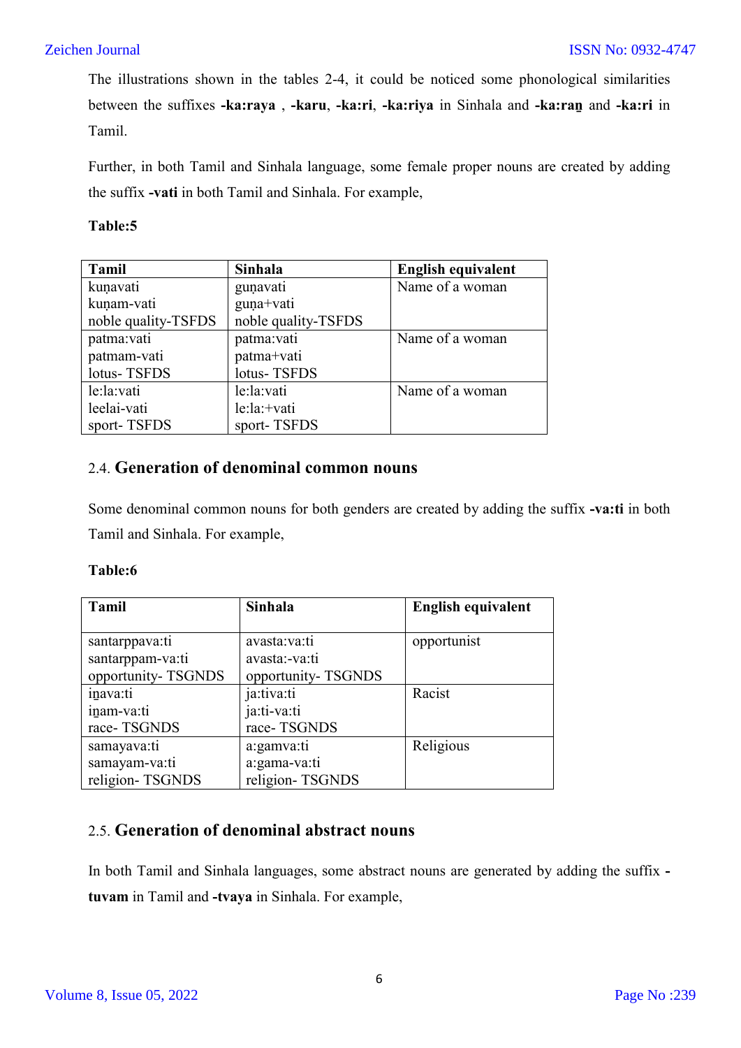The illustrations shown in the tables 2-4, it could be noticed some phonological similarities between the suffixes **-ka:raya** , **-karu**, **-ka:ri**, **-ka:riya** in Sinhala and **-ka:ra<u>n</u>** and **-ka:ri** in Tamil.

Further, in both Tamil and Sinhala language, some female proper nouns are created by adding the suffix **-vati** in both Tamil and Sinhala. For example,

**Table:5**

| Tamil | Sinhala | English equivalent |
|---|---|---|
| kuṇavati<br>kuṇam-vati<br>noble quality-TSFDS | guṇavati<br>guṇa+vati<br>noble quality-TSFDS | Name of a woman |
| patma:vati<br>patmam-vati<br>lotus- TSFDS | patma:vati<br>patma+vati<br>lotus- TSFDS | Name of a woman |
| le:la:vati<br>leelai-vati<br>sport- TSFDS | le:la:vati<br>le:la:+vati<br>sport- TSFDS | Name of a woman |

## 2.4. Generation of denominal common nouns

Some denominal common nouns for both genders are created by adding the suffix **-va:ti** in both Tamil and Sinhala. For example,

**Table:6**

| Tamil | Sinhala | English equivalent |
|---|---|---|
| santarppava:ti<br>santarppam-va:ti<br>opportunity- TSGNDS | avasta:va:ti<br>avasta:-va:ti<br>opportunity- TSGNDS | opportunist |
| i<u>n</u>ava:ti<br>i<u>n</u>am-va:ti<br>race- TSGNDS | ja:tiva:ti<br>ja:ti-va:ti<br>race- TSGNDS | Racist |
| samayava:ti<br>samayam-va:ti<br>religion- TSGNDS | a:gamva:ti<br>a:gama-va:ti<br>religion- TSGNDS | Religious |

## 2.5. Generation of denominal abstract nouns

In both Tamil and Sinhala languages, some abstract nouns are generated by adding the suffix **-tuvam** in Tamil and **-tvaya** in Sinhala. For example,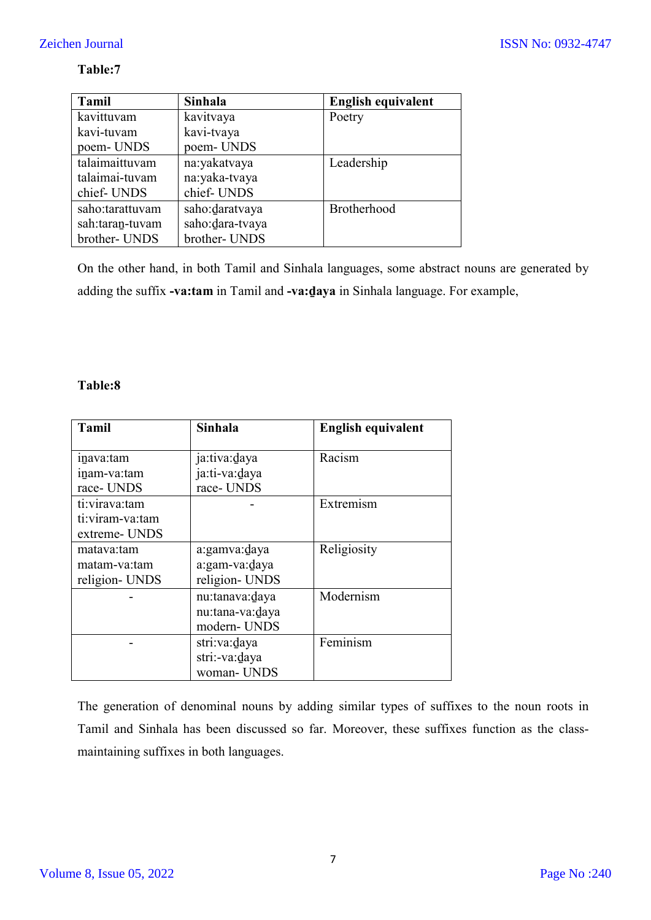**Table:7**

| Tamil | Sinhala | English equivalent |
|---|---|---|
| kavittuvam<br>kavi-tuvam<br>poem- UNDS | kavitvaya<br>kavi-tvaya<br>poem- UNDS | Poetry |
| talaimaittuvam<br>talaimai-tuvam<br>chief- UNDS | na:yakatvaya<br>na:yaka-tvaya<br>chief- UNDS | Leadership |
| saho:tarattuvam<br>sah:taraṉ-tuvam<br>brother- UNDS | saho:d̲aratvaya<br>saho:d̲ara-tvaya<br>brother- UNDS | Brotherhood |

On the other hand, in both Tamil and Sinhala languages, some abstract nouns are generated by adding the suffix **-va:tam** in Tamil and **-va:d̲aya** in Sinhala language. For example,

**Table:8**

| Tamil | Sinhala | English equivalent |
|---|---|---|
| iṉava:tam<br>iṉam-va:tam<br>race- UNDS | ja:tiva:d̲aya<br>ja:ti-va:d̲aya<br>race- UNDS | Racism |
| ti:virava:tam<br>ti:viram-va:tam<br>extreme- UNDS | - | Extremism |
| matava:tam<br>matam-va:tam<br>religion- UNDS | a:gamva:d̲aya<br>a:gam-va:d̲aya<br>religion- UNDS | Religiosity |
| - | nu:tanava:d̲aya<br>nu:tana-va:d̲aya<br>modern- UNDS | Modernism |
| - | stri:va:d̲aya<br>stri:-va:d̲aya<br>woman- UNDS | Feminism |

The generation of denominal nouns by adding similar types of suffixes to the noun roots in Tamil and Sinhala has been discussed so far. Moreover, these suffixes function as the class-maintaining suffixes in both languages.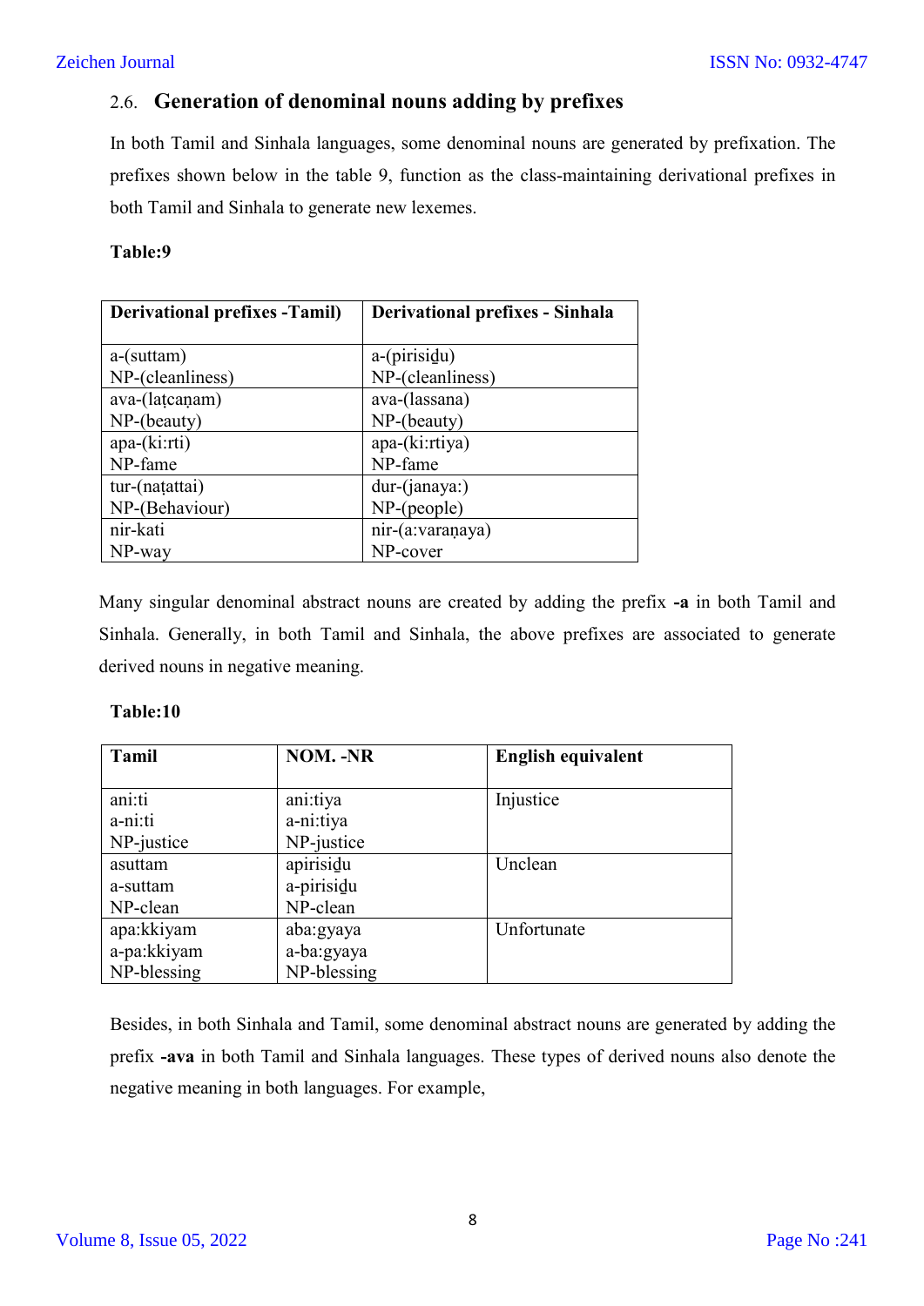## 2.6. Generation of denominal nouns adding by prefixes

In both Tamil and Sinhala languages, some denominal nouns are generated by prefixation. The prefixes shown below in the table 9, function as the class-maintaining derivational prefixes in both Tamil and Sinhala to generate new lexemes.

**Table:9**

| Derivational prefixes -Tamil) | Derivational prefixes - Sinhala |
|---|---|
| a-(suttam)<br>NP-(cleanliness) | a-(pirisiḏu)<br>NP-(cleanliness) |
| ava-(laṭcaṇam)<br>NP-(beauty) | ava-(lassana)<br>NP-(beauty) |
| apa-(ki:rti)<br>NP-fame | apa-(ki:rtiya)<br>NP-fame |
| tur-(naṭattai)<br>NP-(Behaviour) | dur-(janaya:)<br>NP-(people) |
| nir-kati<br>NP-way | nir-(a:varaṇaya)<br>NP-cover |

Many singular denominal abstract nouns are created by adding the prefix **-a** in both Tamil and Sinhala. Generally, in both Tamil and Sinhala, the above prefixes are associated to generate derived nouns in negative meaning.

**Table:10**

| Tamil | NOM. -NR | English equivalent |
|---|---|---|
| ani:ti<br>a-ni:ti<br>NP-justice | ani:tiya<br>a-ni:tiya<br>NP-justice | Injustice |
| asuttam<br>a-suttam<br>NP-clean | apirisiḏu<br>a-pirisiḏu<br>NP-clean | Unclean |
| apa:kkiyam<br>a-pa:kkiyam<br>NP-blessing | aba:gyaya<br>a-ba:gyaya<br>NP-blessing | Unfortunate |

Besides, in both Sinhala and Tamil, some denominal abstract nouns are generated by adding the prefix **-ava** in both Tamil and Sinhala languages. These types of derived nouns also denote the negative meaning in both languages. For example,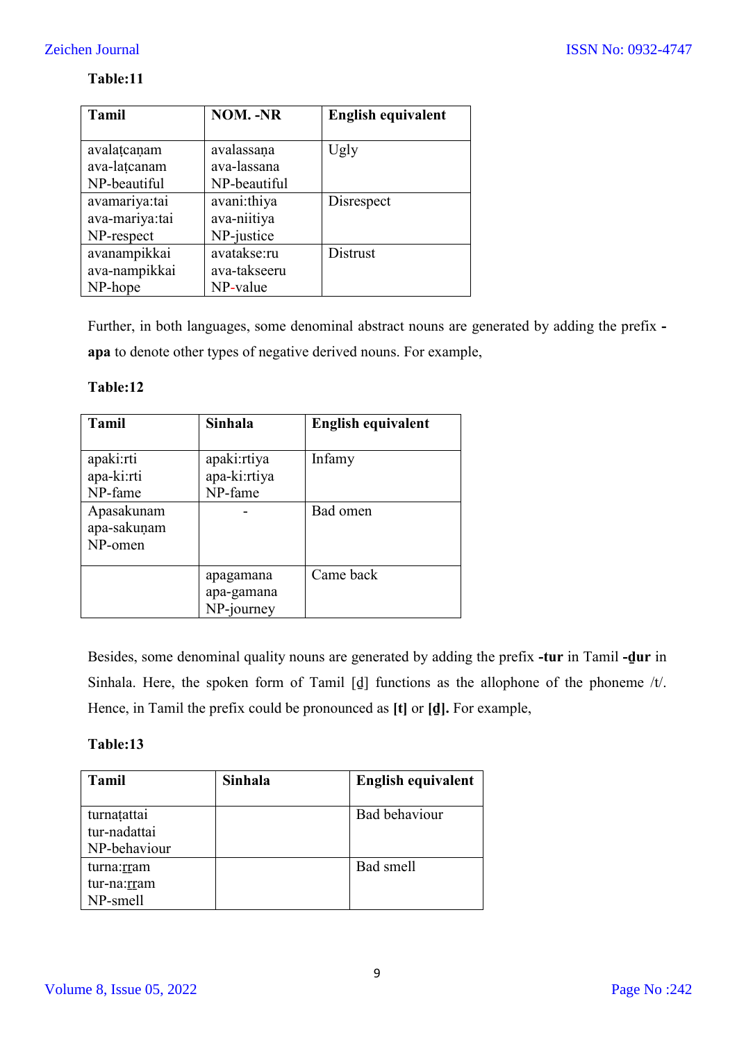**Table:11**

| Tamil | NOM. -NR | English equivalent |
|---|---|---|
| avalaṭcaṇam<br>ava-laṭcanam<br>NP-beautiful | avalassaṇa<br>ava-lassana<br>NP-beautiful | Ugly |
| avamariya:tai<br>ava-mariya:tai<br>NP-respect | avani:thiya<br>ava-niitiya<br>NP-justice | Disrespect |
| avanampikkai<br>ava-nampikkai<br>NP-hope | avatakse:ru<br>ava-takseeru<br>NP-value | Distrust |

Further, in both languages, some denominal abstract nouns are generated by adding the prefix **-apa** to denote other types of negative derived nouns. For example,

**Table:12**

| Tamil | Sinhala | English equivalent |
|---|---|---|
| apaki:rti<br>apa-ki:rti<br>NP-fame | apaki:rtiya<br>apa-ki:rtiya<br>NP-fame | Infamy |
| Apasakunam<br>apa-sakuṇam<br>NP-omen | - | Bad omen |
| | apagamana<br>apa-gamana<br>NP-journey | Came back |

Besides, some denominal quality nouns are generated by adding the prefix **-tur** in Tamil **-d̠ur** in Sinhala. Here, the spoken form of Tamil [d̠] functions as the allophone of the phoneme /t/. Hence, in Tamil the prefix could be pronounced as **[t]** or **[d̠].** For example,

**Table:13**

| Tamil | Sinhala | English equivalent |
|---|---|---|
| turnaṭattai<br>tur-nadattai<br>NP-behaviour | | Bad behaviour |
| turna:r̲r̲am<br>tur-na:r̲r̲am<br>NP-smell | | Bad smell |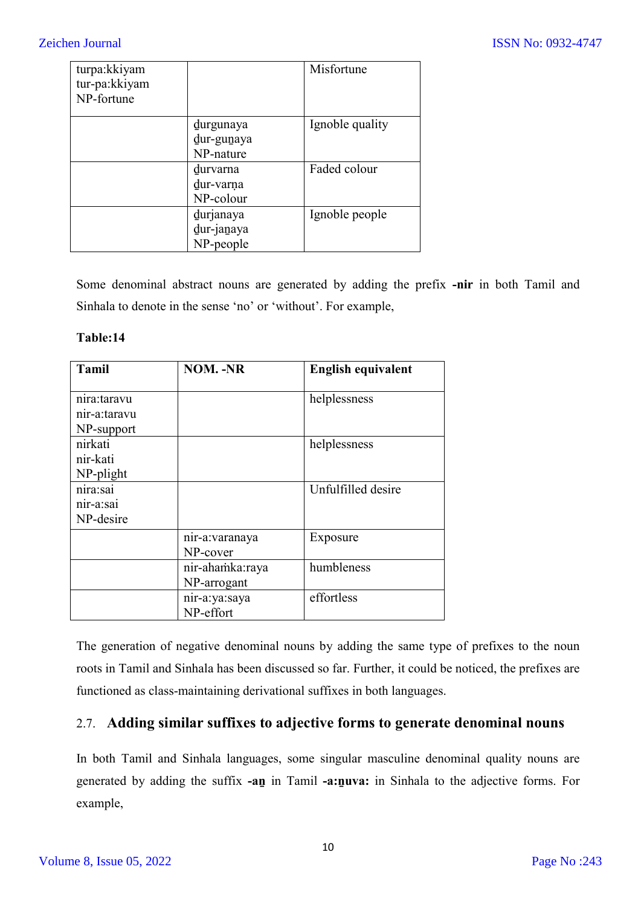| | | |
|---|---|---|
| turpa:kkiyam<br>tur-pa:kkiyam<br>NP-fortune | | Misfortune |
| | ḏurgunaya<br>ḏur-guṉaya<br>NP-nature | Ignoble quality |
| | ḏurvarna<br>ḏur-varṇa<br>NP-colour | Faded colour |
| | ḏurjanaya<br>ḏur-jaṉaya<br>NP-people | Ignoble people |

Some denominal abstract nouns are generated by adding the prefix **-nir** in both Tamil and Sinhala to denote in the sense 'no' or 'without'. For example,

**Table:14**

| **Tamil** | **NOM. -NR** | **English equivalent** |
|---|---|---|
| nira:taravu<br>nir-a:taravu<br>NP-support | | helplessness |
| nirkati<br>nir-kati<br>NP-plight | | helplessness |
| nira:sai<br>nir-a:sai<br>NP-desire | | Unfulfilled desire |
| | nir-a:varanaya<br>NP-cover | Exposure |
| | nir-ahaṁka:raya<br>NP-arrogant | humbleness |
| | nir-a:ya:saya<br>NP-effort | effortless |

The generation of negative denominal nouns by adding the same type of prefixes to the noun roots in Tamil and Sinhala has been discussed so far. Further, it could be noticed, the prefixes are functioned as class-maintaining derivational suffixes in both languages.

## 2.7. Adding similar suffixes to adjective forms to generate denominal nouns

In both Tamil and Sinhala languages, some singular masculine denominal quality nouns are generated by adding the suffix **-aṉ** in Tamil **-a:ṉuva:** in Sinhala to the adjective forms. For example,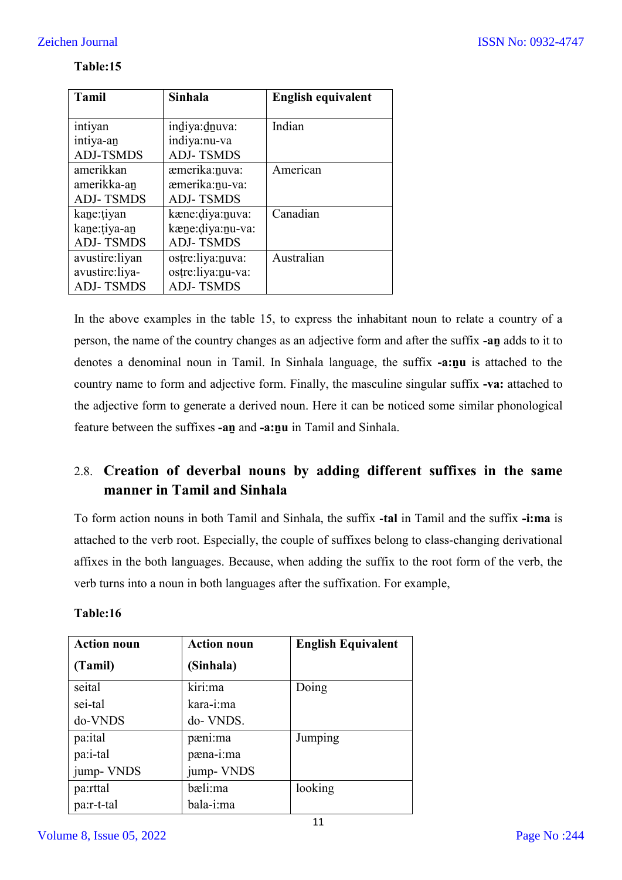**Table:15**

| Tamil | Sinhala | English equivalent |
|---|---|---|
| intiyan<br>intiya-an̲<br>ADJ-TSMDS | in̲diya:d̲n̲uva:<br>indiya:nu-va<br>ADJ- TSMDS | Indian |
| amerikkan<br>amerikka-an̲<br>ADJ- TSMDS | æmerika:n̲uva:<br>æmerika:n̲u-va:<br>ADJ- TSMDS | American |
| kan̲e:ṭiyan<br>kan̲e:ṭiya-an̲<br>ADJ- TSMDS | kæne:ḍiya:n̲uva:<br>kæn̲e:ḍiya:n̲u-va:<br>ADJ- TSMDS | Canadian |
| avustire:liyan<br>avustire:liya-<br>ADJ- TSMDS | osṭre:liya:n̲uva:<br>osṭre:liya:n̲u-va:<br>ADJ- TSMDS | Australian |

In the above examples in the table 15, to express the inhabitant noun to relate a country of a person, the name of the country changes as an adjective form and after the suffix **-an̲** adds to it to denotes a denominal noun in Tamil. In Sinhala language, the suffix **-a:n̲u** is attached to the country name to form and adjective form. Finally, the masculine singular suffix **-va:** attached to the adjective form to generate a derived noun. Here it can be noticed some similar phonological feature between the suffixes **-an̲** and **-a:n̲u** in Tamil and Sinhala.

## 2.8. Creation of deverbal nouns by adding different suffixes in the same manner in Tamil and Sinhala

To form action nouns in both Tamil and Sinhala, the suffix -**tal** in Tamil and the suffix **-i:ma** is attached to the verb root. Especially, the couple of suffixes belong to class-changing derivational affixes in the both languages. Because, when adding the suffix to the root form of the verb, the verb turns into a noun in both languages after the suffixation. For example,

**Table:16**

| Action noun<br>(Tamil) | Action noun<br>(Sinhala) | English Equivalent |
|---|---|---|
| seital<br>sei-tal<br>do-VNDS | kiri:ma<br>kara-i:ma<br>do- VNDS. | Doing |
| pa:ital<br>pa:i-tal<br>jump- VNDS | pæni:ma<br>pæna-i:ma<br>jump- VNDS | Jumping |
| pa:rttal<br>pa:r-t-tal | bæli:ma<br>bala-i:ma | looking |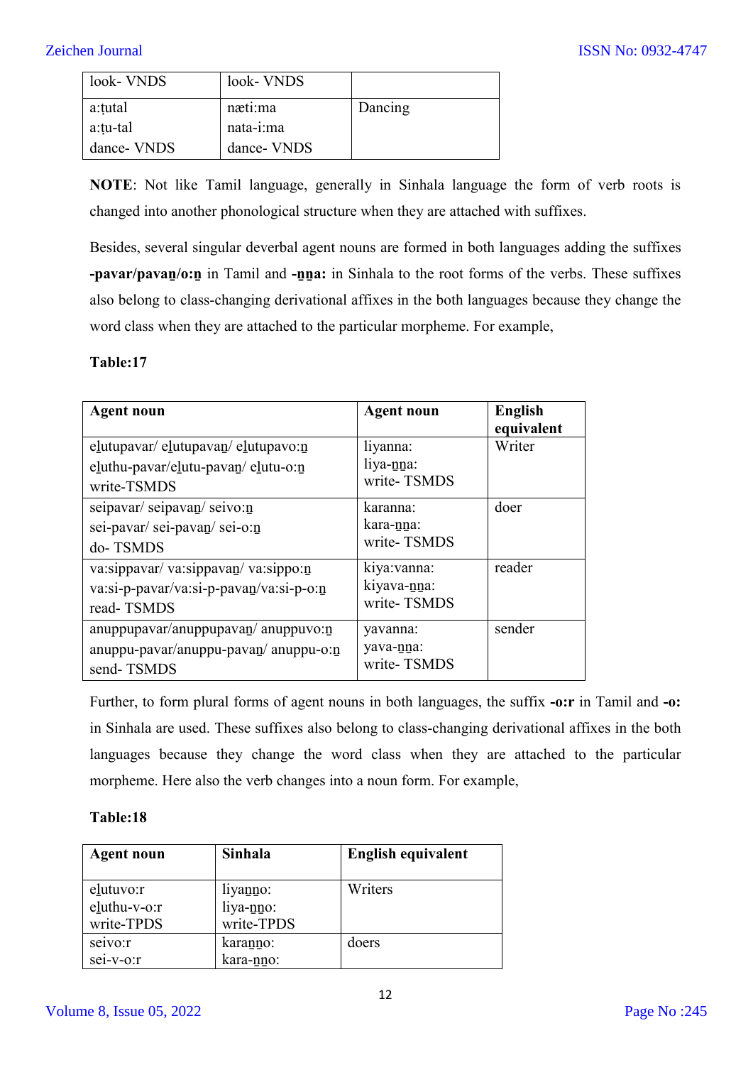| look- VNDS | look- VNDS | |
|---|---|---|
| a:ṭutal<br>a:ṭu-tal<br>dance- VNDS | næti:ma<br>nata-i:ma<br>dance- VNDS | Dancing |

**NOTE**: Not like Tamil language, generally in Sinhala language the form of verb roots is changed into another phonological structure when they are attached with suffixes.

Besides, several singular deverbal agent nouns are formed in both languages adding the suffixes **-pavar/pavan̲/o:n̲** in Tamil and **-n̲na:** in Sinhala to the root forms of the verbs. These suffixes also belong to class-changing derivational affixes in the both languages because they change the word class when they are attached to the particular morpheme. For example,

**Table:17**

| **Agent noun** | **Agent noun** | **English equivalent** |
|---|---|---|
| eḻutupavar/ eḻutupavan̲/ eḻutupavo:n̲<br>eḻuthu-pavar/eḻutu-pavan̲/ eḻutu-o:n̲<br>write-TSMDS | liyanna:<br>liya-n̲na:<br>write- TSMDS | Writer |
| seipavar/ seipavan̲/ seivo:n̲<br>sei-pavar/ sei-pavan̲/ sei-o:n̲<br>do- TSMDS | karanna:<br>kara-n̲na:<br>write- TSMDS | doer |
| va:sippavar/ va:sippavan̲/ va:sippo:n̲<br>va:si-p-pavar/va:si-p-pavan̲/va:si-p-o:n̲<br>read- TSMDS | kiya:vanna:<br>kiyava-n̲na:<br>write- TSMDS | reader |
| anuppupavar/anuppupavan̲/ anuppuvo:n̲<br>anuppu-pavar/anuppu-pavan̲/ anuppu-o:n̲<br>send- TSMDS | yavanna:<br>yava-n̲na:<br>write- TSMDS | sender |

Further, to form plural forms of agent nouns in both languages, the suffix **-o:r** in Tamil and **-o:** in Sinhala are used. These suffixes also belong to class-changing derivational affixes in the both languages because they change the word class when they are attached to the particular morpheme. Here also the verb changes into a noun form. For example,

**Table:18**

| **Agent noun** | **Sinhala** | **English equivalent** |
|---|---|---|
| eḻutuvo:r<br>eḻuthu-v-o:r<br>write-TPDS | liyan̲no:<br>liya-n̲no:<br>write-TPDS | Writers |
| seivo:r<br>sei-v-o:r | karan̲no:<br>kara-n̲no: | doers |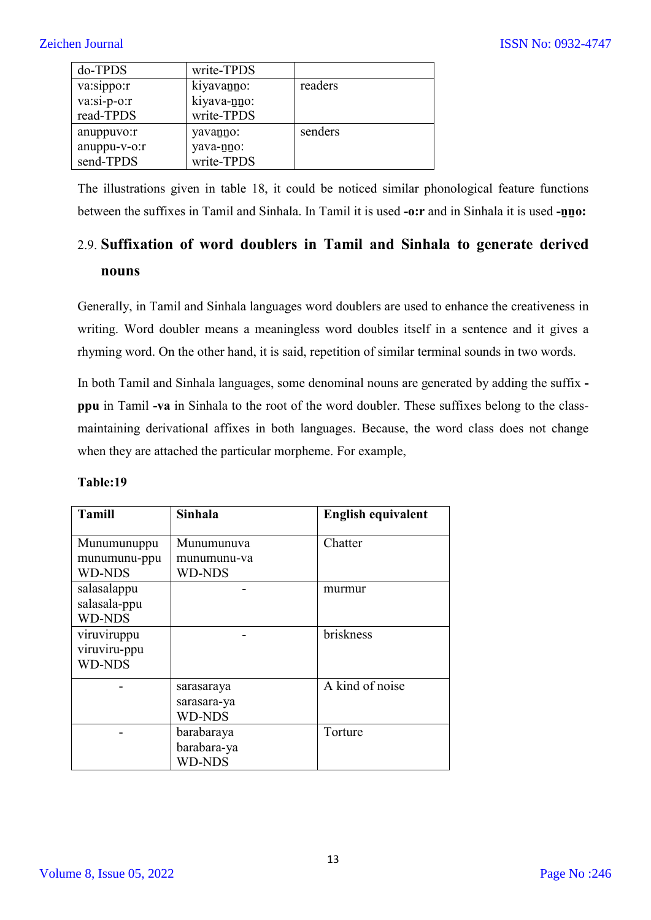| | | |
|---|---|---|
| do-TPDS | write-TPDS | |
| va:sippo:r<br>va:si-p-o:r<br>read-TPDS | kiyavan̲n̲o:<br>kiyava-n̲n̲o:<br>write-TPDS | readers |
| anuppuvo:r<br>anuppu-v-o:r<br>send-TPDS | yavan̲n̲o:<br>yava-n̲n̲o:<br>write-TPDS | senders |

The illustrations given in table 18, it could be noticed similar phonological feature functions between the suffixes in Tamil and Sinhala. In Tamil it is used **-o:r** and in Sinhala it is used **-n̲n̲o:**

## 2.9. Suffixation of word doublers in Tamil and Sinhala to generate derived nouns

Generally, in Tamil and Sinhala languages word doublers are used to enhance the creativeness in writing. Word doubler means a meaningless word doubles itself in a sentence and it gives a rhyming word. On the other hand, it is said, repetition of similar terminal sounds in two words.

In both Tamil and Sinhala languages, some denominal nouns are generated by adding the suffix **-ppu** in Tamil **-va** in Sinhala to the root of the word doubler. These suffixes belong to the class-maintaining derivational affixes in both languages. Because, the word class does not change when they are attached the particular morpheme. For example,

**Table:19**

| **Tamill** | **Sinhala** | **English equivalent** |
|---|---|---|
| Munumunuppu<br>munumunu-ppu<br>WD-NDS | Munumunuva<br>munumunu-va<br>WD-NDS | Chatter |
| salasalappu<br>salasala-ppu<br>WD-NDS | - | murmur |
| viruviruppu<br>viruviru-ppu<br>WD-NDS | - | briskness |
| - | sarasaraya<br>sarasara-ya<br>WD-NDS | A kind of noise |
| - | barabaraya<br>barabara-ya<br>WD-NDS | Torture |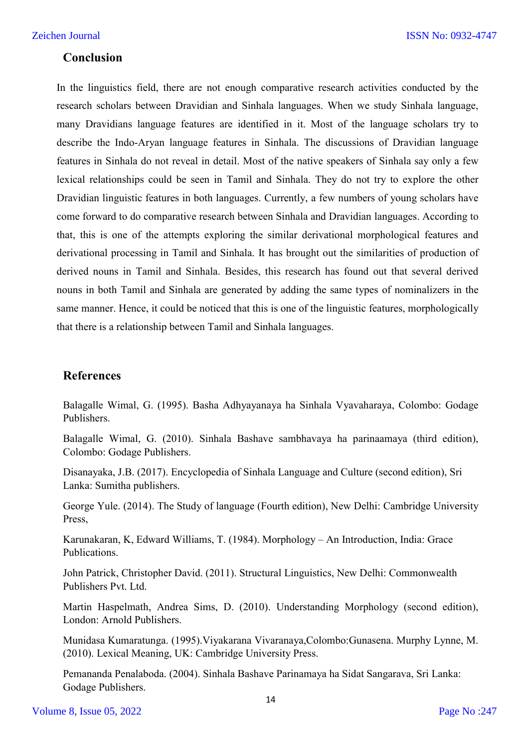## Conclusion

In the linguistics field, there are not enough comparative research activities conducted by the research scholars between Dravidian and Sinhala languages. When we study Sinhala language, many Dravidians language features are identified in it. Most of the language scholars try to describe the Indo-Aryan language features in Sinhala. The discussions of Dravidian language features in Sinhala do not reveal in detail. Most of the native speakers of Sinhala say only a few lexical relationships could be seen in Tamil and Sinhala. They do not try to explore the other Dravidian linguistic features in both languages. Currently, a few numbers of young scholars have come forward to do comparative research between Sinhala and Dravidian languages. According to that, this is one of the attempts exploring the similar derivational morphological features and derivational processing in Tamil and Sinhala. It has brought out the similarities of production of derived nouns in Tamil and Sinhala. Besides, this research has found out that several derived nouns in both Tamil and Sinhala are generated by adding the same types of nominalizers in the same manner. Hence, it could be noticed that this is one of the linguistic features, morphologically that there is a relationship between Tamil and Sinhala languages.

## References

Balagalle Wimal, G. (1995). Basha Adhyayanaya ha Sinhala Vyavaharaya, Colombo: Godage Publishers.

Balagalle Wimal, G. (2010). Sinhala Bashave sambhavaya ha parinaamaya (third edition), Colombo: Godage Publishers.

Disanayaka, J.B. (2017). Encyclopedia of Sinhala Language and Culture (second edition), Sri Lanka: Sumitha publishers.

George Yule. (2014). The Study of language (Fourth edition), New Delhi: Cambridge University Press,

Karunakaran, K, Edward Williams, T. (1984). Morphology – An Introduction, India: Grace Publications.

John Patrick, Christopher David. (2011). Structural Linguistics, New Delhi: Commonwealth Publishers Pvt. Ltd.

Martin Haspelmath, Andrea Sims, D. (2010). Understanding Morphology (second edition), London: Arnold Publishers.

Munidasa Kumaratunga. (1995).Viyakarana Vivaranaya,Colombo:Gunasena. Murphy Lynne, M. (2010). Lexical Meaning, UK: Cambridge University Press.

Pemananda Penalaboda. (2004). Sinhala Bashave Parinamaya ha Sidat Sangarava, Sri Lanka: Godage Publishers.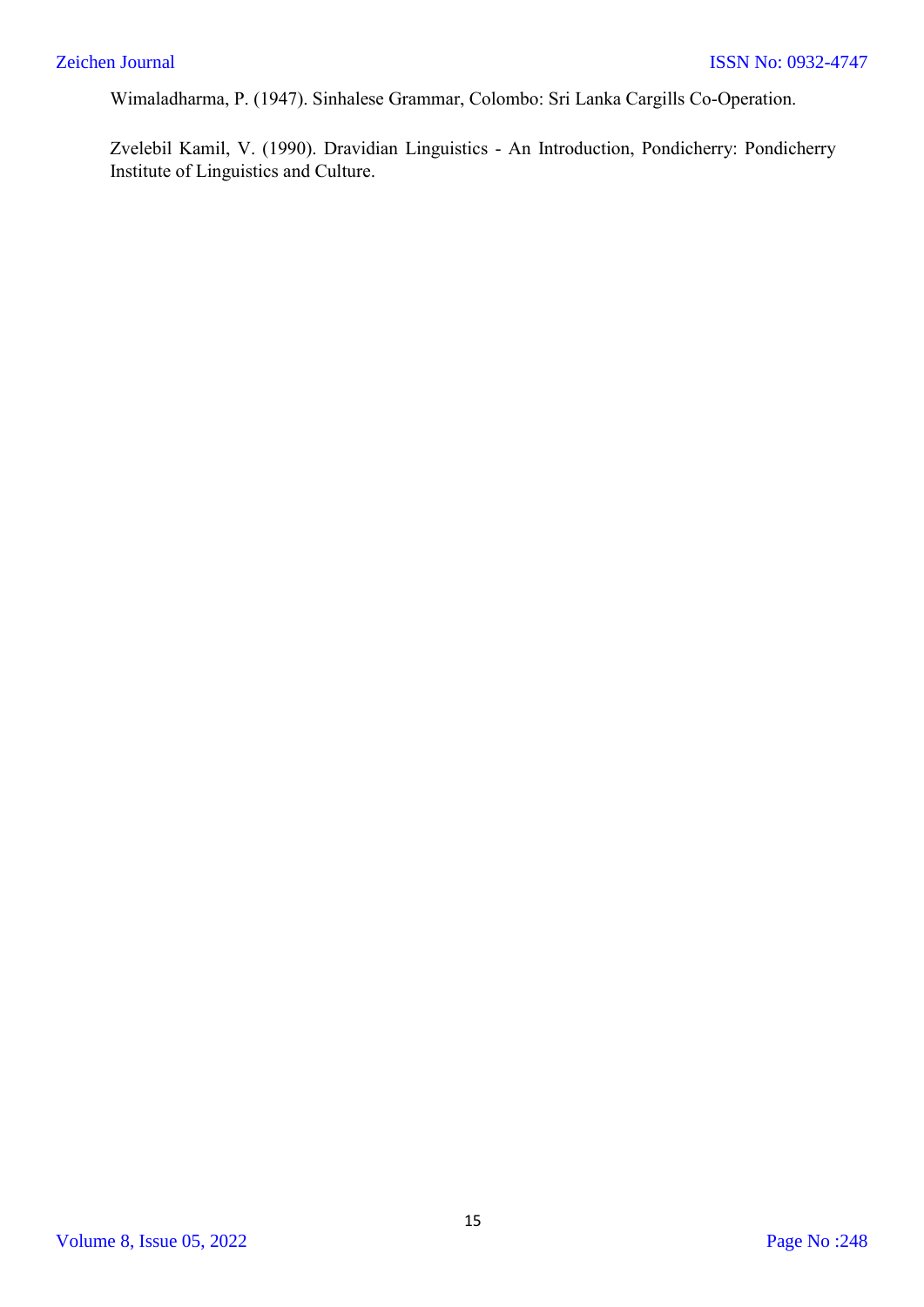Wimaladharma, P. (1947). Sinhalese Grammar, Colombo: Sri Lanka Cargills Co-Operation.

Zvelebil Kamil, V. (1990). Dravidian Linguistics - An Introduction, Pondicherry: Pondicherry Institute of Linguistics and Culture.